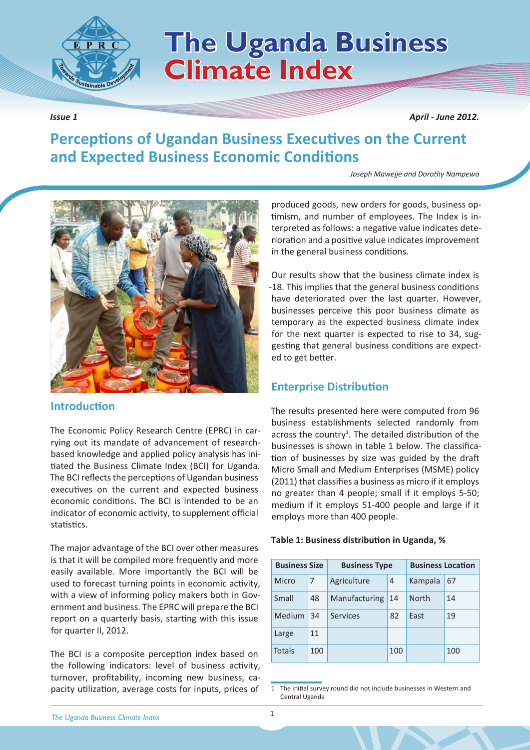# The Uganda Business Climate Index

*Issue 1* *April - June 2012.*

## Perceptions of Ugandan Business Executives on the Current and Expected Business Economic Conditions

*Joseph Mawejje and Dorothy Nampewo*

### Introduction

The Economic Policy Research Centre (EPRC) in carrying out its mandate of advancement of research-based knowledge and applied policy analysis has initiated the Business Climate Index (BCI) for Uganda. The BCI reflects the perceptions of Ugandan business executives on the current and expected business economic conditions. The BCI is intended to be an indicator of economic activity, to supplement official statistics.

The major advantage of the BCI over other measures is that it will be compiled more frequently and more easily available. More importantly the BCI will be used to forecast turning points in economic activity, with a view of informing policy makers both in Government and business. The EPRC will prepare the BCI report on a quarterly basis, starting with this issue for quarter II, 2012.

The BCI is a composite perception index based on the following indicators: level of business activity, turnover, profitability, incoming new business, capacity utilization, average costs for inputs, prices of produced goods, new orders for goods, business optimism, and number of employees. The Index is interpreted as follows: a negative value indicates deterioration and a positive value indicates improvement in the general business conditions.

Our results show that the business climate index is -18. This implies that the general business conditions have deteriorated over the last quarter. However, businesses perceive this poor business climate as temporary as the expected business climate index for the next quarter is expected to rise to 34, suggesting that general business conditions are expected to get better.

### Enterprise Distribution

The results presented here were computed from 96 business establishments selected randomly from across the country[1]. The detailed distribution of the businesses is shown in table 1 below. The classification of businesses by size was guided by the draft Micro Small and Medium Enterprises (MSME) policy (2011) that classifies a business as micro if it employs no greater than 4 people; small if it employs 5-50; medium if it employs 51-400 people and large if it employs more than 400 people.

**Table 1: Business distribution in Uganda, %**

| Business Size | | Business Type | | Business Location | |
|---|---|---|---|---|---|
| Micro | 7 | Agriculture | 4 | Kampala | 67 |
| Small | 48 | Manufacturing | 14 | North | 14 |
| Medium | 34 | Services | 82 | East | 19 |
| Large | 11 | | | | |
| Totals | 100 | | 100 | | 100 |

[1] The initial survey round did not include businesses in Western and Central Uganda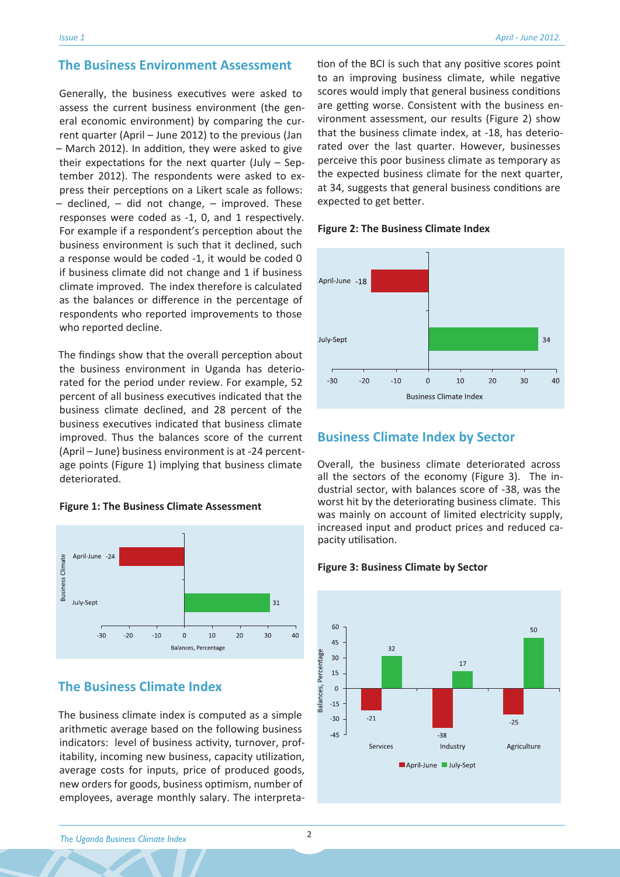## The Business Environment Assessment

Generally, the business executives were asked to assess the current business environment (the general economic environment) by comparing the current quarter (April – June 2012) to the previous (Jan – March 2012). In addition, they were asked to give their expectations for the next quarter (July – September 2012). The respondents were asked to express their perceptions on a Likert scale as follows: – declined, – did not change, – improved. These responses were coded as -1, 0, and 1 respectively. For example if a respondent's perception about the business environment is such that it declined, such a response would be coded -1, it would be coded 0 if business climate did not change and 1 if business climate improved. The index therefore is calculated as the balances or difference in the percentage of respondents who reported improvements to those who reported decline.

The findings show that the overall perception about the business environment in Uganda has deteriorated for the period under review. For example, 52 percent of all business executives indicated that the business climate declined, and 28 percent of the business executives indicated that business climate improved. Thus the balances score of the current (April – June) business environment is at -24 percentage points (Figure 1) implying that business climate deteriorated.

**Figure 1: The Business Climate Assessment**

| Business Climate | Balances, Percentage |
|---|---|
| April-June | -24 |
| July-Sept | 31 |

## The Business Climate Index

The business climate index is computed as a simple arithmetic average based on the following business indicators: level of business activity, turnover, profitability, incoming new business, capacity utilization, average costs for inputs, price of produced goods, new orders for goods, business optimism, number of employees, average monthly salary. The interpretation of the BCI is such that any positive scores point to an improving business climate, while negative scores would imply that general business conditions are getting worse. Consistent with the business environment assessment, our results (Figure 2) show that the business climate index, at -18, has deteriorated over the last quarter. However, businesses perceive this poor business climate as temporary as the expected business climate for the next quarter, at 34, suggests that general business conditions are expected to get better.

**Figure 2: The Business Climate Index**

| | Business Climate Index |
|---|---|
| April-June | -18 |
| July-Sept | 34 |

## Business Climate Index by Sector

Overall, the business climate deteriorated across all the sectors of the economy (Figure 3). The industrial sector, with balances score of -38, was the worst hit by the deteriorating business climate. This was mainly on account of limited electricity supply, increased input and product prices and reduced capacity utilisation.

**Figure 3: Business Climate by Sector**

| Balances, Percentage | April-June | July-Sept |
|---|---|---|
| Services | -21 | 32 |
| Industry | -38 | 17 |
| Agriculture | -25 | 50 |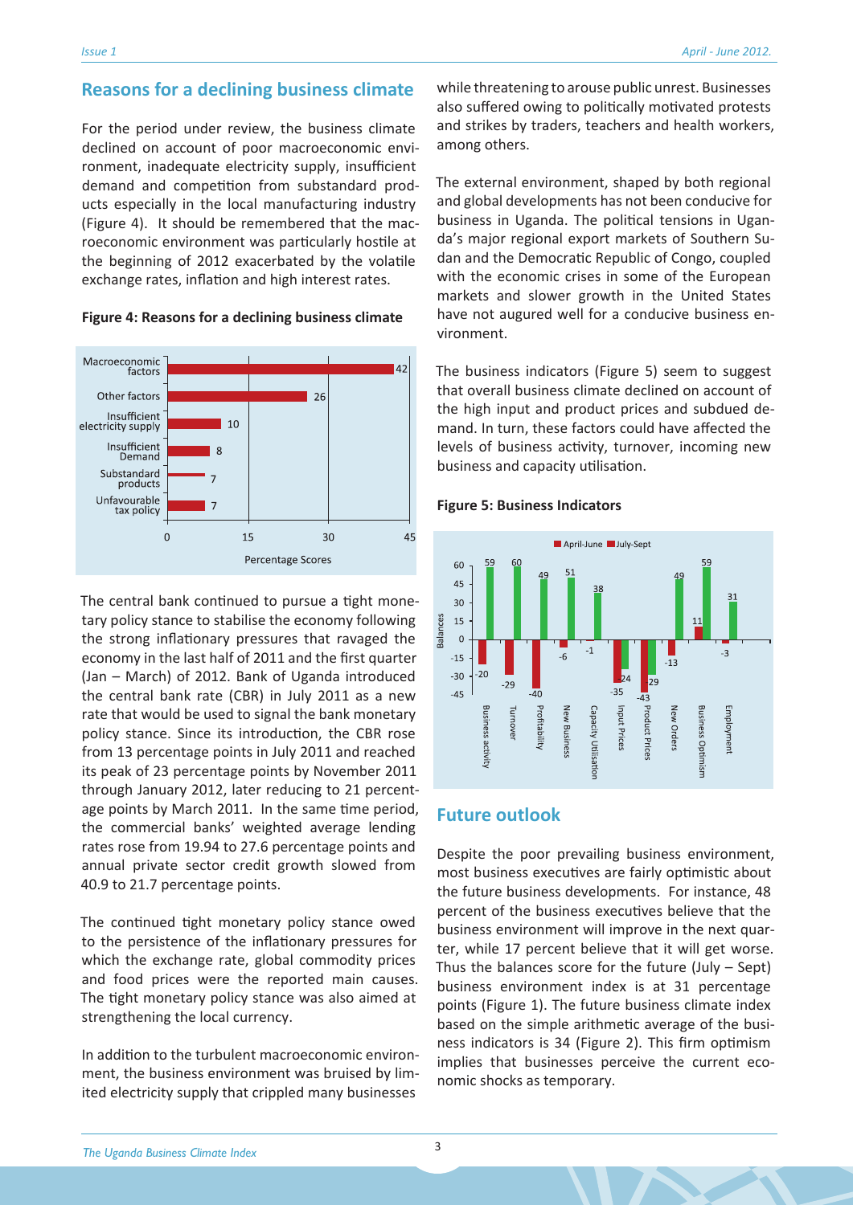## Reasons for a declining business climate

For the period under review, the business climate declined on account of poor macroeconomic environment, inadequate electricity supply, insufficient demand and competition from substandard products especially in the local manufacturing industry (Figure 4). It should be remembered that the macroeconomic environment was particularly hostile at the beginning of 2012 exacerbated by the volatile exchange rates, inflation and high interest rates.

**Figure 4: Reasons for a declining business climate**

| Reason | Percentage Scores |
|---|---|
| Macroeconomic factors | 42 |
| Other factors | 26 |
| Insufficient electricity supply | 10 |
| Insufficient Demand | 8 |
| Substandard products | 7 |
| Unfavourable tax policy | 7 |

The central bank continued to pursue a tight monetary policy stance to stabilise the economy following the strong inflationary pressures that ravaged the economy in the last half of 2011 and the first quarter (Jan – March) of 2012. Bank of Uganda introduced the central bank rate (CBR) in July 2011 as a new rate that would be used to signal the bank monetary policy stance. Since its introduction, the CBR rose from 13 percentage points in July 2011 and reached its peak of 23 percentage points by November 2011 through January 2012, later reducing to 21 percentage points by March 2011. In the same time period, the commercial banks' weighted average lending rates rose from 19.94 to 27.6 percentage points and annual private sector credit growth slowed from 40.9 to 21.7 percentage points.

The continued tight monetary policy stance owed to the persistence of the inflationary pressures for which the exchange rate, global commodity prices and food prices were the reported main causes. The tight monetary policy stance was also aimed at strengthening the local currency.

In addition to the turbulent macroeconomic environment, the business environment was bruised by limited electricity supply that crippled many businesses while threatening to arouse public unrest. Businesses also suffered owing to politically motivated protests and strikes by traders, teachers and health workers, among others.

The external environment, shaped by both regional and global developments has not been conducive for business in Uganda. The political tensions in Uganda's major regional export markets of Southern Sudan and the Democratic Republic of Congo, coupled with the economic crises in some of the European markets and slower growth in the United States have not augured well for a conducive business environment.

The business indicators (Figure 5) seem to suggest that overall business climate declined on account of the high input and product prices and subdued demand. In turn, these factors could have affected the levels of business activity, turnover, incoming new business and capacity utilisation.

**Figure 5: Business Indicators**

| Indicator (Balances) | April-June | July-Sept |
|---|---|---|
| Business activity | -20 | 59 |
| Turnover | -29 | 60 |
| Profitability | -40 | 49 |
| New Business | -6 | 51 |
| Capacity Utilisation | -1 | 38 |
| Input Prices | -35 | -24 |
| Product Prices | -43 | -29 |
| New Orders | -13 | 49 |
| Business Optimism | 11 | 59 |
| Employment | -3 | 31 |

## Future outlook

Despite the poor prevailing business environment, most business executives are fairly optimistic about the future business developments. For instance, 48 percent of the business executives believe that the business environment will improve in the next quarter, while 17 percent believe that it will get worse. Thus the balances score for the future (July – Sept) business environment index is at 31 percentage points (Figure 1). The future business climate index based on the simple arithmetic average of the business indicators is 34 (Figure 2). This firm optimism implies that businesses perceive the current economic shocks as temporary.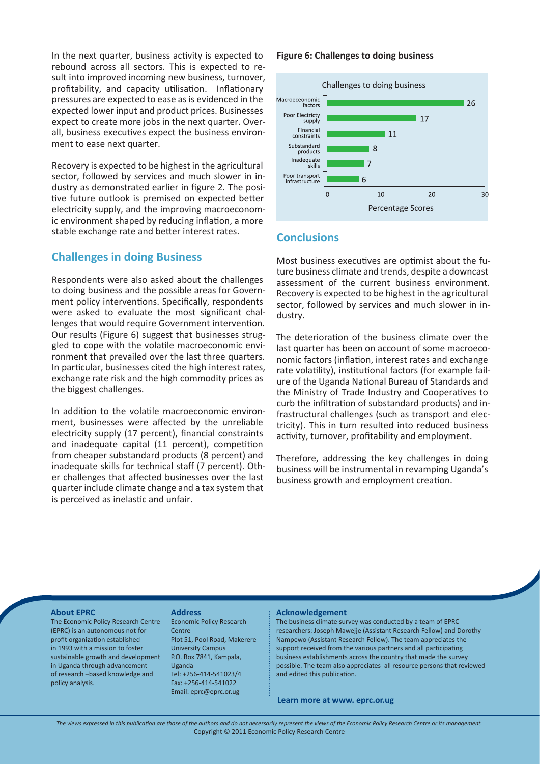In the next quarter, business activity is expected to rebound across all sectors. This is expected to result into improved incoming new business, turnover, profitability, and capacity utilisation. Inflationary pressures are expected to ease as is evidenced in the expected lower input and product prices. Businesses expect to create more jobs in the next quarter. Overall, business executives expect the business environment to ease next quarter.

Recovery is expected to be highest in the agricultural sector, followed by services and much slower in industry as demonstrated earlier in figure 2. The positive future outlook is premised on expected better electricity supply, and the improving macroeconomic environment shaped by reducing inflation, a more stable exchange rate and better interest rates.

## Challenges in doing Business

Respondents were also asked about the challenges to doing business and the possible areas for Government policy interventions. Specifically, respondents were asked to evaluate the most significant challenges that would require Government intervention. Our results (Figure 6) suggest that businesses struggled to cope with the volatile macroeconomic environment that prevailed over the last three quarters. In particular, businesses cited the high interest rates, exchange rate risk and the high commodity prices as the biggest challenges.

In addition to the volatile macroeconomic environment, businesses were affected by the unreliable electricity supply (17 percent), financial constraints and inadequate capital (11 percent), competition from cheaper substandard products (8 percent) and inadequate skills for technical staff (7 percent). Other challenges that affected businesses over the last quarter include climate change and a tax system that is perceived as inelastic and unfair.

**Figure 6: Challenges to doing business**

Challenges to doing business

Macroeceonomic factors 26
Poor Electricity supply 17
Financial constraints 11
Substandard products 8
Inadequate skills 7
Poor transport infrastructure 6

0 10 20 30

Percentage Scores

## Conclusions

Most business executives are optimist about the future business climate and trends, despite a downcast assessment of the current business environment. Recovery is expected to be highest in the agricultural sector, followed by services and much slower in industry.

The deterioration of the business climate over the last quarter has been on account of some macroeconomic factors (inflation, interest rates and exchange rate volatility), institutional factors (for example failure of the Uganda National Bureau of Standards and the Ministry of Trade Industry and Cooperatives to curb the infiltration of substandard products) and infrastructural challenges (such as transport and electricity). This in turn resulted into reduced business activity, turnover, profitability and employment.

Therefore, addressing the key challenges in doing business will be instrumental in revamping Uganda's business growth and employment creation.

**About EPRC**

The Economic Policy Research Centre (EPRC) is an autonomous not-for-profit organization established in 1993 with a mission to foster sustainable growth and development in Uganda through advancement of research –based knowledge and policy analysis.

**Address**

Economic Policy Research Centre
Plot 51, Pool Road, Makerere University Campus
P.O. Box 7841, Kampala, Uganda
Tel: +256-414-541023/4
Fax: +256-414-541022
Email: eprc@eprc.or.ug

**Acknowledgement**

The business climate survey was conducted by a team of EPRC researchers: Joseph Mawejje (Assistant Research Fellow) and Dorothy Nampewo (Assistant Research Fellow). The team appreciates the support received from the various partners and all participating business establishments across the country that made the survey possible. The team also appreciates all resource persons that reviewed and edited this publication.

**Learn more at www. eprc.or.ug**

*The views expressed in this publication are those of the authors and do not necessarily represent the views of the Economic Policy Research Centre or its management.*

Copyright © 2011 Economic Policy Research Centre